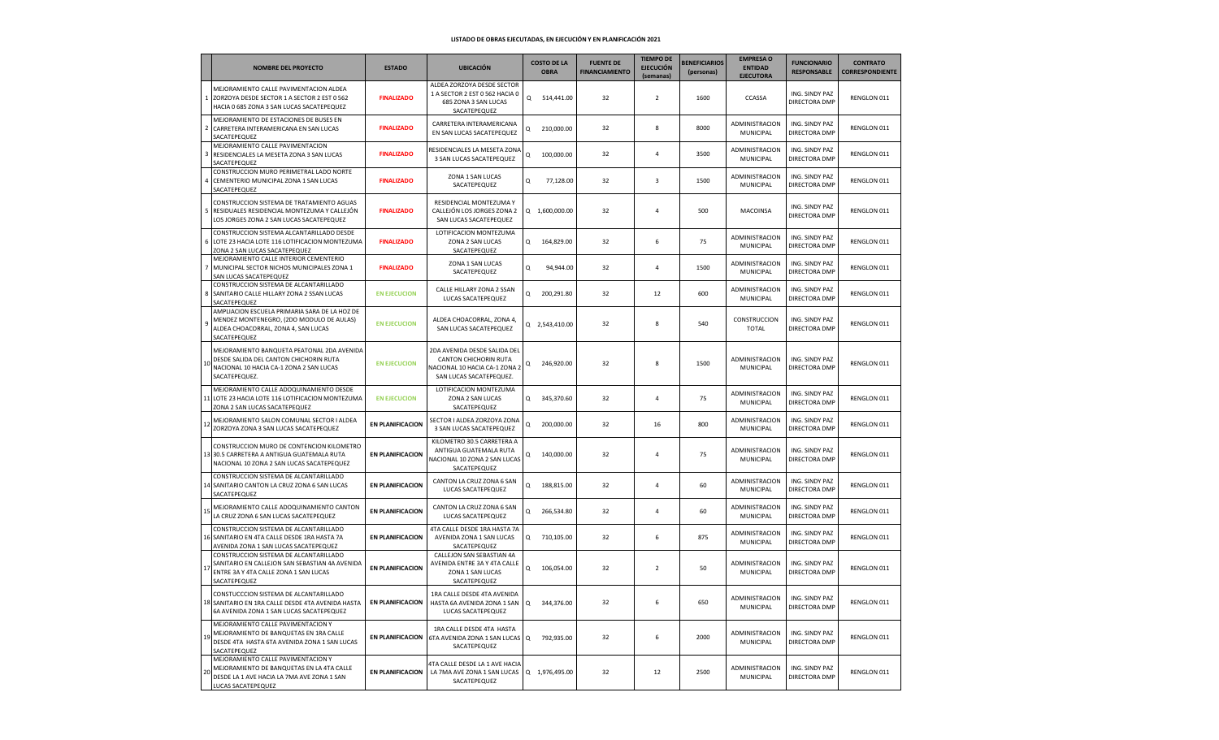# LISTADO DE OBRAS EJECUTADAS, EN EJECUCIÓN Y EN PLANIFICACIÓN 2021

| | NOMBRE DEL PROYECTO | ESTADO | UBICACIÓN | COSTO DE LA OBRA | FUENTE DE FINANCIAMIENTO | TIEMPO DE EJECUCIÓN (semanas) | BENEFICIARIOS (personas) | EMPRESA O ENTIDAD EJECUTORA | FUNCIONARIO RESPONSABLE | CONTRATO CORRESPONDIENTE |
|---|---|---|---|---|---|---|---|---|---|---|
| 1 | MEJORAMIENTO CALLE PAVIMENTACION ALDEA ZORZOYA DESDE SECTOR 1 A SECTOR 2 EST 0 562 HACIA 0 685 ZONA 3 SAN LUCAS SACATEPEQUEZ | FINALIZADO | ALDEA ZORZOYA DESDE SECTOR 1 A SECTOR 2 EST 0 562 HACIA 0 685 ZONA 3 SAN LUCAS SACATEPEQUEZ | Q 514,441.00 | 32 | 2 | 1600 | CCASSA | ING. SINDY PAZ DIRECTORA DMP | RENGLON 011 |
| 2 | MEJORAMIENTO DE ESTACIONES DE BUSES EN CARRETERA INTERAMERICANA EN SAN LUCAS SACATEPEQUEZ | FINALIZADO | CARRETERA INTERAMERICANA EN SAN LUCAS SACATEPEQUEZ | Q 210,000.00 | 32 | 8 | 8000 | ADMINISTRACION MUNICIPAL | ING. SINDY PAZ DIRECTORA DMP | RENGLON 011 |
| 3 | MEJORAMIENTO CALLE PAVIMENTACION RESIDENCIALES LA MESETA ZONA 3 SAN LUCAS SACATEPEQUEZ | FINALIZADO | RESIDENCIALES LA MESETA ZONA 3 SAN LUCAS SACATEPEQUEZ | Q 100,000.00 | 32 | 4 | 3500 | ADMINISTRACION MUNICIPAL | ING. SINDY PAZ DIRECTORA DMP | RENGLON 011 |
| 4 | CONSTRUCCION MURO PERIMETRAL LADO NORTE CEMENTERIO MUNICIPAL ZONA 1 SAN LUCAS SACATEPEQUEZ | FINALIZADO | ZONA 1 SAN LUCAS SACATEPEQUEZ | Q 77,128.00 | 32 | 3 | 1500 | ADMINISTRACION MUNICIPAL | ING. SINDY PAZ DIRECTORA DMP | RENGLON 011 |
| 5 | CONSTRUCCION SISTEMA DE TRATAMIENTO AGUAS RESIDUALES RESIDENCIAL MONTEZUMA Y CALLEJÓN LOS JORGES ZONA 2 SAN LUCAS SACATEPEQUEZ | FINALIZADO | RESIDENCIAL MONTEZUMA Y CALLEJÓN LOS JORGES ZONA 2 SAN LUCAS SACATEPEQUEZ | Q 1,600,000.00 | 32 | 4 | 500 | MACOINSA | ING. SINDY PAZ DIRECTORA DMP | RENGLON 011 |
| 6 | CONSTRUCCION SISTEMA ALCANTARILLADO DESDE LOTE 23 HACIA LOTE 116 LOTIFICACION MONTEZUMA ZONA 2 SAN LUCAS SACATEPEQUEZ | FINALIZADO | LOTIFICACION MONTEZUMA ZONA 2 SAN LUCAS SACATEPEQUEZ | Q 164,829.00 | 32 | 6 | 75 | ADMINISTRACION MUNICIPAL | ING. SINDY PAZ DIRECTORA DMP | RENGLON 011 |
| 7 | MEJORAMIENTO CALLE INTERIOR CEMENTERIO MUNICIPAL SECTOR NICHOS MUNICIPALES ZONA 1 SAN LUCAS SACATEPEQUEZ | FINALIZADO | ZONA 1 SAN LUCAS SACATEPEQUEZ | Q 94,944.00 | 32 | 4 | 1500 | ADMINISTRACION MUNICIPAL | ING. SINDY PAZ DIRECTORA DMP | RENGLON 011 |
| 8 | CONSTRUCCION SISTEMA DE ALCANTARILLADO SANITARIO CALLE HILLARY ZONA 2 SSAN LUCAS SACATEPEQUEZ | EN EJECUCION | CALLE HILLARY ZONA 2 SSAN LUCAS SACATEPEQUEZ | Q 200,291.80 | 32 | 12 | 600 | ADMINISTRACION MUNICIPAL | ING. SINDY PAZ DIRECTORA DMP | RENGLON 011 |
| 9 | AMPLIACION ESCUELA PRIMARIA SARA DE LA HOZ DE MENDEZ MONTENEGRO, (2DO MODULO DE AULAS) ALDEA CHOACORRAL, ZONA 4, SAN LUCAS SACATEPEQUEZ | EN EJECUCION | ALDEA CHOACORRAL, ZONA 4, SAN LUCAS SACATEPEQUEZ | Q 2,543,410.00 | 32 | 8 | 540 | CONSTRUCCION TOTAL | ING. SINDY PAZ DIRECTORA DMP | RENGLON 011 |
| 10 | MEJORAMIENTO BANQUETA PEATONAL 2DA AVENIDA DESDE SALIDA DEL CANTON CHICHORIN RUTA NACIONAL 10 HACIA CA-1 ZONA 2 SAN LUCAS SACATEPEQUEZ. | EN EJECUCION | 2DA AVENIDA DESDE SALIDA DEL CANTON CHICHORIN RUTA NACIONAL 10 HACIA CA-1 ZONA 2 SAN LUCAS SACATEPEQUEZ. | Q 246,920.00 | 32 | 8 | 1500 | ADMINISTRACION MUNICIPAL | ING. SINDY PAZ DIRECTORA DMP | RENGLON 011 |
| 11 | MEJORAMIENTO CALLE ADOQUINAMIENTO DESDE LOTE 23 HACIA LOTE 116 LOTIFICACION MONTEZUMA ZONA 2 SAN LUCAS SACATEPEQUEZ | EN EJECUCION | LOTIFICACION MONTEZUMA ZONA 2 SAN LUCAS SACATEPEQUEZ | Q 345,370.60 | 32 | 4 | 75 | ADMINISTRACION MUNICIPAL | ING. SINDY PAZ DIRECTORA DMP | RENGLON 011 |
| 12 | MEJORAMIENTO SALON COMUNAL SECTOR I ALDEA ZORZOYA ZONA 3 SAN LUCAS SACATEPEQUEZ | EN PLANIFICACION | SECTOR I ALDEA ZORZOYA ZONA 3 SAN LUCAS SACATEPEQUEZ | Q 200,000.00 | 32 | 16 | 800 | ADMINISTRACION MUNICIPAL | ING. SINDY PAZ DIRECTORA DMP | RENGLON 011 |
| 13 | CONSTRUCCION MURO DE CONTENCION KILOMETRO 30.5 CARRETERA A ANTIGUA GUATEMALA RUTA NACIONAL 10 ZONA 2 SAN LUCAS SACATEPEQUEZ | EN PLANIFICACION | KILOMETRO 30.5 CARRETERA A ANTIGUA GUATEMALA RUTA NACIONAL 10 ZONA 2 SAN LUCAS SACATEPEQUEZ | Q 140,000.00 | 32 | 4 | 75 | ADMINISTRACION MUNICIPAL | ING. SINDY PAZ DIRECTORA DMP | RENGLON 011 |
| 14 | CONSTRUCCION SISTEMA DE ALCANTARILLADO SANITARIO CANTON LA CRUZ ZONA 6 SAN LUCAS SACATEPEQUEZ | EN PLANIFICACION | CANTON LA CRUZ ZONA 6 SAN LUCAS SACATEPEQUEZ | Q 188,815.00 | 32 | 4 | 60 | ADMINISTRACION MUNICIPAL | ING. SINDY PAZ DIRECTORA DMP | RENGLON 011 |
| 15 | MEJORAMIENTO CALLE ADOQUINAMIENTO CANTON LA CRUZ ZONA 6 SAN LUCAS SACATEPEQUEZ | EN PLANIFICACION | CANTON LA CRUZ ZONA 6 SAN LUCAS SACATEPEQUEZ | Q 266,534.80 | 32 | 4 | 60 | ADMINISTRACION MUNICIPAL | ING. SINDY PAZ DIRECTORA DMP | RENGLON 011 |
| 16 | CONSTRUCCION SISTEMA DE ALCANTARILLADO SANITARIO EN 4TA CALLE DESDE 1RA HASTA 7A AVENIDA ZONA 1 SAN LUCAS SACATEPEQUEZ | EN PLANIFICACION | 4TA CALLE DESDE 1RA HASTA 7A AVENIDA ZONA 1 SAN LUCAS SACATEPEQUEZ | Q 710,105.00 | 32 | 6 | 875 | ADMINISTRACION MUNICIPAL | ING. SINDY PAZ DIRECTORA DMP | RENGLON 011 |
| 17 | CONSTRUCCION SISTEMA DE ALCANTARILLADO SANITARIO EN CALLEJON SAN SEBASTIAN 4A AVENIDA ENTRE 3A Y 4TA CALLE ZONA 1 SAN LUCAS SACATEPEQUEZ | EN PLANIFICACION | CALLEJON SAN SEBASTIAN 4A AVENIDA ENTRE 3A Y 4TA CALLE ZONA 1 SAN LUCAS SACATEPEQUEZ | Q 106,054.00 | 32 | 2 | 50 | ADMINISTRACION MUNICIPAL | ING. SINDY PAZ DIRECTORA DMP | RENGLON 011 |
| 18 | CONSTUCCCION SISTEMA DE ALCANTARILLADO SANITARIO EN 1RA CALLE DESDE 4TA AVENIDA HASTA 6A AVENIDA ZONA 1 SAN LUCAS SACATEPEQUEZ | EN PLANIFICACION | 1RA CALLE DESDE 4TA AVENIDA HASTA 6A AVENIDA ZONA 1 SAN LUCAS SACATEPEQUEZ | Q 344,376.00 | 32 | 6 | 650 | ADMINISTRACION MUNICIPAL | ING. SINDY PAZ DIRECTORA DMP | RENGLON 011 |
| 19 | MEJORAMIENTO CALLE PAVIMENTACION Y MEJORAMIENTO DE BANQUETAS EN 1RA CALLE DESDE 4TA HASTA 6TA AVENIDA ZONA 1 SAN LUCAS SACATEPEQUEZ | EN PLANIFICACION | 1RA CALLE DESDE 4TA HASTA 6TA AVENIDA ZONA 1 SAN LUCAS SACATEPEQUEZ | Q 792,935.00 | 32 | 6 | 2000 | ADMINISTRACION MUNICIPAL | ING. SINDY PAZ DIRECTORA DMP | RENGLON 011 |
| 20 | MEJORAMIENTO CALLE PAVIMENTACION Y MEJORAMIENTO DE BANQUETAS EN LA 4TA CALLE DESDE LA 1 AVE HACIA LA 7MA AVE ZONA 1 SAN LUCAS SACATEPEQUEZ | EN PLANIFICACION | 4TA CALLE DESDE LA 1 AVE HACIA LA 7MA AVE ZONA 1 SAN LUCAS SACATEPEQUEZ | Q 1,976,495.00 | 32 | 12 | 2500 | ADMINISTRACION MUNICIPAL | ING. SINDY PAZ DIRECTORA DMP | RENGLON 011 |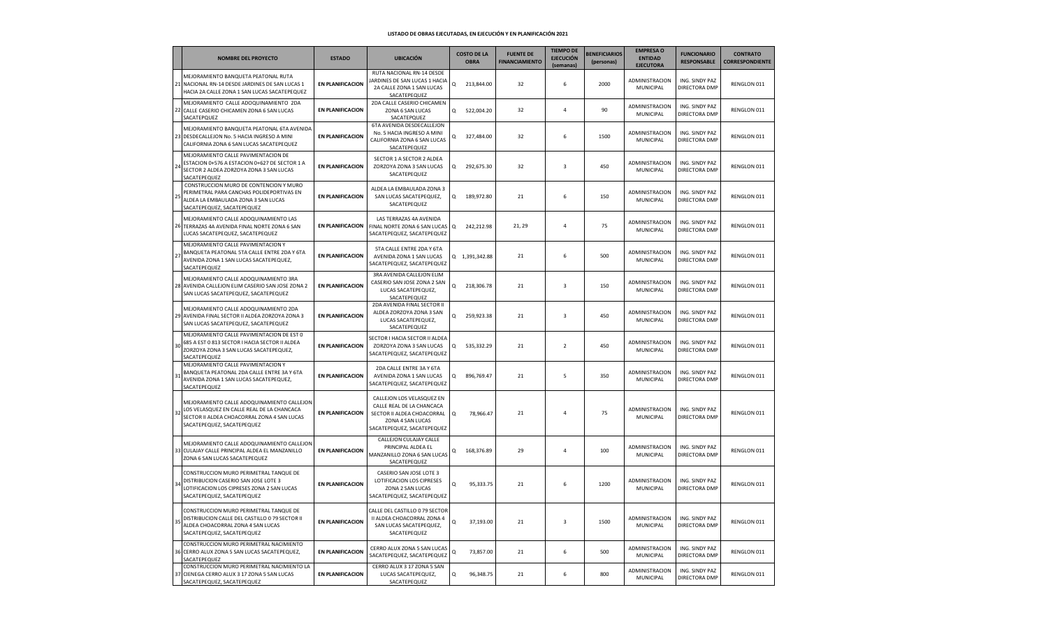# LISTADO DE OBRAS EJECUTADAS, EN EJECUCIÓN Y EN PLANIFICACIÓN 2021

| | NOMBRE DEL PROYECTO | ESTADO | UBICACIÓN | COSTO DE LA OBRA | FUENTE DE FINANCIAMIENTO | TIEMPO DE EJECUCIÓN (semanas) | BENEFICIARIOS (personas) | EMPRESA O ENTIDAD EJECUTORA | FUNCIONARIO RESPONSABLE | CONTRATO CORRESPONDIENTE |
|---|---|---|---|---|---|---|---|---|---|---|
| 21 | MEJORAMIENTO BANQUETA PEATONAL RUTA NACIONAL RN-14 DESDE JARDINES DE SAN LUCAS 1 HACIA 2A CALLE ZONA 1 SAN LUCAS SACATEPEQUEZ | EN PLANIFICACION | RUTA NACIONAL RN-14 DESDE JARDINES DE SAN LUCAS 1 HACIA 2A CALLE ZONA 1 SAN LUCAS SACATEPEQUEZ | Q 213,844.00 | 32 | 6 | 2000 | ADMINISTRACION MUNICIPAL | ING. SINDY PAZ DIRECTORA DMP | RENGLON 011 |
| 22 | MEJORAMIENTO CALLE ADOQUINAMIENTO 2DA CALLE CASERIO CHICAMEN ZONA 6 SAN LUCAS SACATEPQUEZ | EN PLANIFICACION | 2DA CALLE CASERIO CHICAMEN ZONA 6 SAN LUCAS SACATEPEQUEZ | Q 522,004.20 | 32 | 4 | 90 | ADMINISTRACION MUNICIPAL | ING. SINDY PAZ DIRECTORA DMP | RENGLON 011 |
| 23 | MEJORAMIENTO BANQUETA PEATONAL 6TA AVENIDA DESDECALLEJON No. 5 HACIA INGRESO A MINI CALIFORNIA ZONA 6 SAN LUCAS SACATEPEQUEZ | EN PLANIFICACION | 6TA AVENIDA DESDECALLEJON No. 5 HACIA INGRESO A MINI CALIFORNIA ZONA 6 SAN LUCAS SACATEPEQUEZ | Q 327,484.00 | 32 | 6 | 1500 | ADMINISTRACION MUNICIPAL | ING. SINDY PAZ DIRECTORA DMP | RENGLON 011 |
| 24 | MEJORAMIENTO CALLE PAVIMENTACION DE ESTACION 0+576 A ESTACION 0+627 DE SECTOR 1 A SECTOR 2 ALDEA ZORZOYA ZONA 3 SAN LUCAS SACATEPEQUEZ | EN PLANIFICACION | SECTOR 1 A SECTOR 2 ALDEA ZORZOYA ZONA 3 SAN LUCAS SACATEPEQUEZ | Q 292,675.30 | 32 | 3 | 450 | ADMINISTRACION MUNICIPAL | ING. SINDY PAZ DIRECTORA DMP | RENGLON 011 |
| 25 | CONSTRUCCION MURO DE CONTENCION Y MURO PERIMETRAL PARA CANCHAS POLIDEPORTIVAS EN ALDEA LA EMBAULADA ZONA 3 SAN LUCAS SACATEPEQUEZ, SACATEPEQUEZ | EN PLANIFICACION | ALDEA LA EMBAULADA ZONA 3 SAN LUCAS SACATEPEQUEZ, SACATEPEQUEZ | Q 189,972.80 | 21 | 6 | 150 | ADMINISTRACION MUNICIPAL | ING. SINDY PAZ DIRECTORA DMP | RENGLON 011 |
| 26 | MEJORAMIENTO CALLE ADOQUINAMIENTO LAS TERRAZAS 4A AVENIDA FINAL NORTE ZONA 6 SAN LUCAS SACATEPEQUEZ, SACATEPEQUEZ | EN PLANIFICACION | LAS TERRAZAS 4A AVENIDA FINAL NORTE ZONA 6 SAN LUCAS SACATEPEQUEZ, SACATEPEQUEZ | Q 242,212.98 | 21, 29 | 4 | 75 | ADMINISTRACION MUNICIPAL | ING. SINDY PAZ DIRECTORA DMP | RENGLON 011 |
| 27 | MEJORAMIENTO CALLE PAVIMENTACION Y BANQUETA PEATONAL 5TA CALLE ENTRE 2DA Y 6TA AVENIDA ZONA 1 SAN LUCAS SACATEPEQUEZ, SACATEPEQUEZ | EN PLANIFICACION | 5TA CALLE ENTRE 2DA Y 6TA AVENIDA ZONA 1 SAN LUCAS SACATEPEQUEZ, SACATEPEQUEZ | Q 1,391,342.88 | 21 | 6 | 500 | ADMINISTRACION MUNICIPAL | ING. SINDY PAZ DIRECTORA DMP | RENGLON 011 |
| 28 | MEJORAMIENTO CALLE ADOQUINAMIENTO 3RA AVENIDA CALLEJON ELIM CASERIO SAN JOSE ZONA 2 SAN LUCAS SACATEPEQUEZ, SACATEPEQUEZ | EN PLANIFICACION | 3RA AVENIDA CALLEJON ELIM CASERIO SAN JOSE ZONA 2 SAN LUCAS SACATEPEQUEZ, SACATEPEQUEZ | Q 218,306.78 | 21 | 3 | 150 | ADMINISTRACION MUNICIPAL | ING. SINDY PAZ DIRECTORA DMP | RENGLON 011 |
| 29 | MEJORAMIENTO CALLE ADOQUINAMIENTO 2DA AVENIDA FINAL SECTOR II ALDEA ZORZOYA ZONA 3 SAN LUCAS SACATEPEQUEZ, SACATEPEQUEZ | EN PLANIFICACION | 2DA AVENIDA FINAL SECTOR II ALDEA ZORZOYA ZONA 3 SAN LUCAS SACATEPEQUEZ, SACATEPEQUEZ | Q 259,923.38 | 21 | 3 | 450 | ADMINISTRACION MUNICIPAL | ING. SINDY PAZ DIRECTORA DMP | RENGLON 011 |
| 30 | MEJORAMIENTO CALLE PAVIMENTACION DE EST 0 685 A EST 0 813 SECTOR I HACIA SECTOR II ALDEA ZORZOYA ZONA 3 SAN LUCAS SACATEPEQUEZ, SACATEPEQUEZ | EN PLANIFICACION | SECTOR I HACIA SECTOR II ALDEA ZORZOYA ZONA 3 SAN LUCAS SACATEPEQUEZ, SACATEPEQUEZ | Q 535,332.29 | 21 | 2 | 450 | ADMINISTRACION MUNICIPAL | ING. SINDY PAZ DIRECTORA DMP | RENGLON 011 |
| 31 | MEJORAMIENTO CALLE PAVIMENTACION Y BANQUETA PEATONAL 2DA CALLE ENTRE 3A Y 6TA AVENIDA ZONA 1 SAN LUCAS SACATEPEQUEZ, SACATEPEQUEZ | EN PLANIFICACION | 2DA CALLE ENTRE 3A Y 6TA AVENIDA ZONA 1 SAN LUCAS SACATEPEQUEZ, SACATEPEQUEZ | Q 896,769.47 | 21 | 5 | 350 | ADMINISTRACION MUNICIPAL | ING. SINDY PAZ DIRECTORA DMP | RENGLON 011 |
| 32 | MEJORAMIENTO CALLE ADOQUINAMIENTO CALLEJON LOS VELASQUEZ EN CALLE REAL DE LA CHANCACA SECTOR II ALDEA CHOACORRAL ZONA 4 SAN LUCAS SACATEPEQUEZ, SACATEPEQUEZ | EN PLANIFICACION | CALLEJON LOS VELASQUEZ EN CALLE REAL DE LA CHANCACA SECTOR II ALDEA CHOACORRAL ZONA 4 SAN LUCAS SACATEPEQUEZ, SACATEPEQUEZ | Q 78,966.47 | 21 | 4 | 75 | ADMINISTRACION MUNICIPAL | ING. SINDY PAZ DIRECTORA DMP | RENGLON 011 |
| 33 | MEJORAMIENTO CALLE ADOQUINAMIENTO CALLEJON CULAJAY CALLE PRINCIPAL ALDEA EL MANZANILLO ZONA 6 SAN LUCAS SACATEPEQUEZ | EN PLANIFICACION | CALLEJON CULAJAY CALLE PRINCIPAL ALDEA EL MANZANILLO ZONA 6 SAN LUCAS SACATEPEQUEZ | Q 168,376.89 | 29 | 4 | 100 | ADMINISTRACION MUNICIPAL | ING. SINDY PAZ DIRECTORA DMP | RENGLON 011 |
| 34 | CONSTRUCCION MURO PERIMETRAL TANQUE DE DISTRIBUCION CASERIO SAN JOSE LOTE 3 LOTIFICACION LOS CIPRESES ZONA 2 SAN LUCAS SACATEPEQUEZ, SACATEPEQUEZ | EN PLANIFICACION | CASERIO SAN JOSE LOTE 3 LOTIFICACION LOS CIPRESES ZONA 2 SAN LUCAS SACATEPEQUEZ, SACATEPEQUEZ | Q 95,333.75 | 21 | 6 | 1200 | ADMINISTRACION MUNICIPAL | ING. SINDY PAZ DIRECTORA DMP | RENGLON 011 |
| 35 | CONSTRUCCION MURO PERIMETRAL TANQUE DE DISTRIBUCION CALLE DEL CASTILLO 0 79 SECTOR II ALDEA CHOACORRAL ZONA 4 SAN LUCAS SACATEPEQUEZ, SACATEPEQUEZ | EN PLANIFICACION | CALLE DEL CASTILLO 0 79 SECTOR II ALDEA CHOACORRAL ZONA 4 SAN LUCAS SACATEPEQUEZ, SACATEPEQUEZ | Q 37,193.00 | 21 | 3 | 1500 | ADMINISTRACION MUNICIPAL | ING. SINDY PAZ DIRECTORA DMP | RENGLON 011 |
| 36 | CONSTRUCCION MURO PERIMETRAL NACIMIENTO CERRO ALUX ZONA 5 SAN LUCAS SACATEPEQUEZ, SACATEPEQUEZ | EN PLANIFICACION | CERRO ALUX ZONA 5 SAN LUCAS SACATEPEQUEZ, SACATEPEQUEZ | Q 73,857.00 | 21 | 6 | 500 | ADMINISTRACION MUNICIPAL | ING. SINDY PAZ DIRECTORA DMP | RENGLON 011 |
| 37 | CONSTRUCCION MURO PERIMETRAL NACIMIENTO LA CIENEGA CERRO ALUX 3 17 ZONA 5 SAN LUCAS SACATEPEQUEZ, SACATEPEQUEZ | EN PLANIFICACION | CERRO ALUX 3 17 ZONA 5 SAN LUCAS SACATEPEQUEZ, SACATEPEQUEZ | Q 96,348.75 | 21 | 6 | 800 | ADMINISTRACION MUNICIPAL | ING. SINDY PAZ DIRECTORA DMP | RENGLON 011 |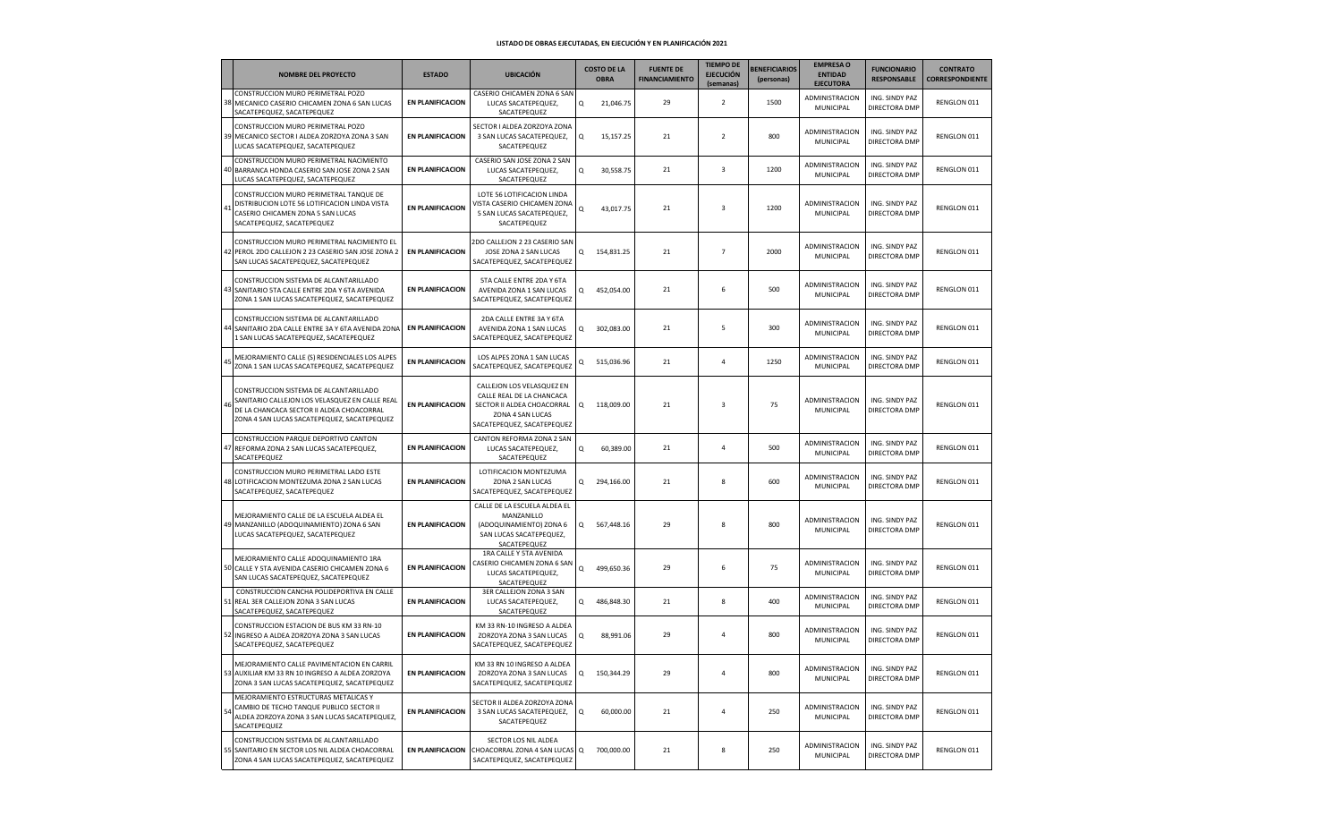# LISTADO DE OBRAS EJECUTADAS, EN EJECUCIÓN Y EN PLANIFICACIÓN 2021

| | NOMBRE DEL PROYECTO | ESTADO | UBICACIÓN | COSTO DE LA OBRA | FUENTE DE FINANCIAMIENTO | TIEMPO DE EJECUCIÓN (semanas) | BENEFICIARIOS (personas) | EMPRESA O ENTIDAD EJECUTORA | FUNCIONARIO RESPONSABLE | CONTRATO CORRESPONDIENTE |
|---|---|---|---|---|---|---|---|---|---|---|
| 38 | CONSTRUCCION MURO PERIMETRAL POZO MECANICO CASERIO CHICAMEN ZONA 6 SAN LUCAS SACATEPEQUEZ, SACATEPEQUEZ | EN PLANIFICACION | CASERIO CHICAMEN ZONA 6 SAN LUCAS SACATEPEQUEZ, SACATEPEQUEZ | Q 21,046.75 | 29 | 2 | 1500 | ADMINISTRACION MUNICIPAL | ING. SINDY PAZ DIRECTORA DMP | RENGLON 011 |
| 39 | CONSTRUCCION MURO PERIMETRAL POZO MECANICO SECTOR I ALDEA ZORZOYA ZONA 3 SAN LUCAS SACATEPEQUEZ, SACATEPEQUEZ | EN PLANIFICACION | SECTOR I ALDEA ZORZOYA ZONA 3 SAN LUCAS SACATEPEQUEZ, SACATEPEQUEZ | Q 15,157.25 | 21 | 2 | 800 | ADMINISTRACION MUNICIPAL | ING. SINDY PAZ DIRECTORA DMP | RENGLON 011 |
| 40 | CONSTRUCCION MURO PERIMETRAL NACIMIENTO BARRANCA HONDA CASERIO SAN JOSE ZONA 2 SAN LUCAS SACATEPEQUEZ, SACATEPEQUEZ | EN PLANIFICACION | CASERIO SAN JOSE ZONA 2 SAN LUCAS SACATEPEQUEZ, SACATEPEQUEZ | Q 30,558.75 | 21 | 3 | 1200 | ADMINISTRACION MUNICIPAL | ING. SINDY PAZ DIRECTORA DMP | RENGLON 011 |
| 41 | CONSTRUCCION MURO PERIMETRAL TANQUE DE DISTRIBUCION LOTE 56 LOTIFICACION LINDA VISTA CASERIO CHICAMEN ZONA 5 SAN LUCAS SACATEPEQUEZ, SACATEPEQUEZ | EN PLANIFICACION | LOTE 56 LOTIFICACION LINDA VISTA CASERIO CHICAMEN ZONA 5 SAN LUCAS SACATEPEQUEZ, SACATEPEQUEZ | Q 43,017.75 | 21 | 3 | 1200 | ADMINISTRACION MUNICIPAL | ING. SINDY PAZ DIRECTORA DMP | RENGLON 011 |
| 42 | CONSTRUCCION MURO PERIMETRAL NACIMIENTO EL PEROL 2DO CALLEJON 2 23 CASERIO SAN JOSE ZONA 2 SAN LUCAS SACATEPEQUEZ, SACATEPEQUEZ | EN PLANIFICACION | 2DO CALLEJON 2 23 CASERIO SAN JOSE ZONA 2 SAN LUCAS SACATEPEQUEZ, SACATEPEQUEZ | Q 154,831.25 | 21 | 7 | 2000 | ADMINISTRACION MUNICIPAL | ING. SINDY PAZ DIRECTORA DMP | RENGLON 011 |
| 43 | CONSTRUCCION SISTEMA DE ALCANTARILLADO SANITARIO 5TA CALLE ENTRE 2DA Y 6TA AVENIDA ZONA 1 SAN LUCAS SACATEPEQUEZ, SACATEPEQUEZ | EN PLANIFICACION | 5TA CALLE ENTRE 2DA Y 6TA AVENIDA ZONA 1 SAN LUCAS SACATEPEQUEZ, SACATEPEQUEZ | Q 452,054.00 | 21 | 6 | 500 | ADMINISTRACION MUNICIPAL | ING. SINDY PAZ DIRECTORA DMP | RENGLON 011 |
| 44 | CONSTRUCCION SISTEMA DE ALCANTARILLADO SANITARIO 2DA CALLE ENTRE 3A Y 6TA AVENIDA ZONA 1 SAN LUCAS SACATEPEQUEZ, SACATEPEQUEZ | EN PLANIFICACION | 2DA CALLE ENTRE 3A Y 6TA AVENIDA ZONA 1 SAN LUCAS SACATEPEQUEZ, SACATEPEQUEZ | Q 302,083.00 | 21 | 5 | 300 | ADMINISTRACION MUNICIPAL | ING. SINDY PAZ DIRECTORA DMP | RENGLON 011 |
| 45 | MEJORAMIENTO CALLE (S) RESIDENCIALES LOS ALPES ZONA 1 SAN LUCAS SACATEPEQUEZ, SACATEPEQUEZ | EN PLANIFICACION | LOS ALPES ZONA 1 SAN LUCAS SACATEPEQUEZ, SACATEPEQUEZ | Q 515,036.96 | 21 | 4 | 1250 | ADMINISTRACION MUNICIPAL | ING. SINDY PAZ DIRECTORA DMP | RENGLON 011 |
| 46 | CONSTRUCCION SISTEMA DE ALCANTARILLADO SANITARIO CALLEJON LOS VELASQUEZ EN CALLE REAL DE LA CHANCACA SECTOR II ALDEA CHOACORRAL ZONA 4 SAN LUCAS SACATEPEQUEZ, SACATEPEQUEZ | EN PLANIFICACION | CALLEJON LOS VELASQUEZ EN CALLE REAL DE LA CHANCACA SECTOR II ALDEA CHOACORRAL ZONA 4 SAN LUCAS SACATEPEQUEZ, SACATEPEQUEZ | Q 118,009.00 | 21 | 3 | 75 | ADMINISTRACION MUNICIPAL | ING. SINDY PAZ DIRECTORA DMP | RENGLON 011 |
| 47 | CONSTRUCCION PARQUE DEPORTIVO CANTON REFORMA ZONA 2 SAN LUCAS SACATEPEQUEZ, SACATEPEQUEZ | EN PLANIFICACION | CANTON REFORMA ZONA 2 SAN LUCAS SACATEPEQUEZ, SACATEPEQUEZ | Q 60,389.00 | 21 | 4 | 500 | ADMINISTRACION MUNICIPAL | ING. SINDY PAZ DIRECTORA DMP | RENGLON 011 |
| 48 | CONSTRUCCION MURO PERIMETRAL LADO ESTE LOTIFICACION MONTEZUMA ZONA 2 SAN LUCAS SACATEPEQUEZ, SACATEPEQUEZ | EN PLANIFICACION | LOTIFICACION MONTEZUMA ZONA 2 SAN LUCAS SACATEPEQUEZ, SACATEPEQUEZ | Q 294,166.00 | 21 | 8 | 600 | ADMINISTRACION MUNICIPAL | ING. SINDY PAZ DIRECTORA DMP | RENGLON 011 |
| 49 | MEJORAMIENTO CALLE DE LA ESCUELA ALDEA EL MANZANILLO (ADOQUINAMIENTO) ZONA 6 SAN LUCAS SACATEPEQUEZ, SACATEPEQUEZ | EN PLANIFICACION | CALLE DE LA ESCUELA ALDEA EL MANZANILLO (ADOQUINAMIENTO) ZONA 6 SAN LUCAS SACATEPEQUEZ, SACATEPEQUEZ | Q 567,448.16 | 29 | 8 | 800 | ADMINISTRACION MUNICIPAL | ING. SINDY PAZ DIRECTORA DMP | RENGLON 011 |
| 50 | MEJORAMIENTO CALLE ADOQUINAMIENTO 1RA CALLE Y 5TA AVENIDA CASERIO CHICAMEN ZONA 6 SAN LUCAS SACATEPEQUEZ, SACATEPEQUEZ | EN PLANIFICACION | 1RA CALLE Y 5TA AVENIDA CASERIO CHICAMEN ZONA 6 SAN LUCAS SACATEPEQUEZ, SACATEPEQUEZ | Q 499,650.36 | 29 | 6 | 75 | ADMINISTRACION MUNICIPAL | ING. SINDY PAZ DIRECTORA DMP | RENGLON 011 |
| 51 | CONSTRUCCION CANCHA POLIDEPORTIVA EN CALLE REAL 3ER CALLEJON ZONA 3 SAN LUCAS SACATEPEQUEZ, SACATEPEQUEZ | EN PLANIFICACION | 3ER CALLEJON ZONA 3 SAN LUCAS SACATEPEQUEZ, SACATEPEQUEZ | Q 486,848.30 | 21 | 8 | 400 | ADMINISTRACION MUNICIPAL | ING. SINDY PAZ DIRECTORA DMP | RENGLON 011 |
| 52 | CONSTRUCCION ESTACION DE BUS KM 33 RN-10 INGRESO A ALDEA ZORZOYA ZONA 3 SAN LUCAS SACATEPEQUEZ, SACATEPEQUEZ | EN PLANIFICACION | KM 33 RN-10 INGRESO A ALDEA ZORZOYA ZONA 3 SAN LUCAS SACATEPEQUEZ, SACATEPEQUEZ | Q 88,991.06 | 29 | 4 | 800 | ADMINISTRACION MUNICIPAL | ING. SINDY PAZ DIRECTORA DMP | RENGLON 011 |
| 53 | MEJORAMIENTO CALLE PAVIMENTACION EN CARRIL AUXILIAR KM 33 RN 10 INGRESO A ALDEA ZORZOYA ZONA 3 SAN LUCAS SACATEPEQUEZ, SACATEPEQUEZ | EN PLANIFICACION | KM 33 RN 10 INGRESO A ALDEA ZORZOYA ZONA 3 SAN LUCAS SACATEPEQUEZ, SACATEPEQUEZ | Q 150,344.29 | 29 | 4 | 800 | ADMINISTRACION MUNICIPAL | ING. SINDY PAZ DIRECTORA DMP | RENGLON 011 |
| 54 | MEJORAMIENTO ESTRUCTURAS METALICAS Y CAMBIO DE TECHO TANQUE PUBLICO SECTOR II ALDEA ZORZOYA ZONA 3 SAN LUCAS SACATEPEQUEZ, SACATEPEQUEZ | EN PLANIFICACION | SECTOR II ALDEA ZORZOYA ZONA 3 SAN LUCAS SACATEPEQUEZ, SACATEPEQUEZ | Q 60,000.00 | 21 | 4 | 250 | ADMINISTRACION MUNICIPAL | ING. SINDY PAZ DIRECTORA DMP | RENGLON 011 |
| 55 | CONSTRUCCION SISTEMA DE ALCANTARILLADO SANITARIO EN SECTOR LOS NIL ALDEA CHOACORRAL ZONA 4 SAN LUCAS SACATEPEQUEZ, SACATEPEQUEZ | EN PLANIFICACION | SECTOR LOS NIL ALDEA CHOACORRAL ZONA 4 SAN LUCAS SACATEPEQUEZ, SACATEPEQUEZ | Q 700,000.00 | 21 | 8 | 250 | ADMINISTRACION MUNICIPAL | ING. SINDY PAZ DIRECTORA DMP | RENGLON 011 |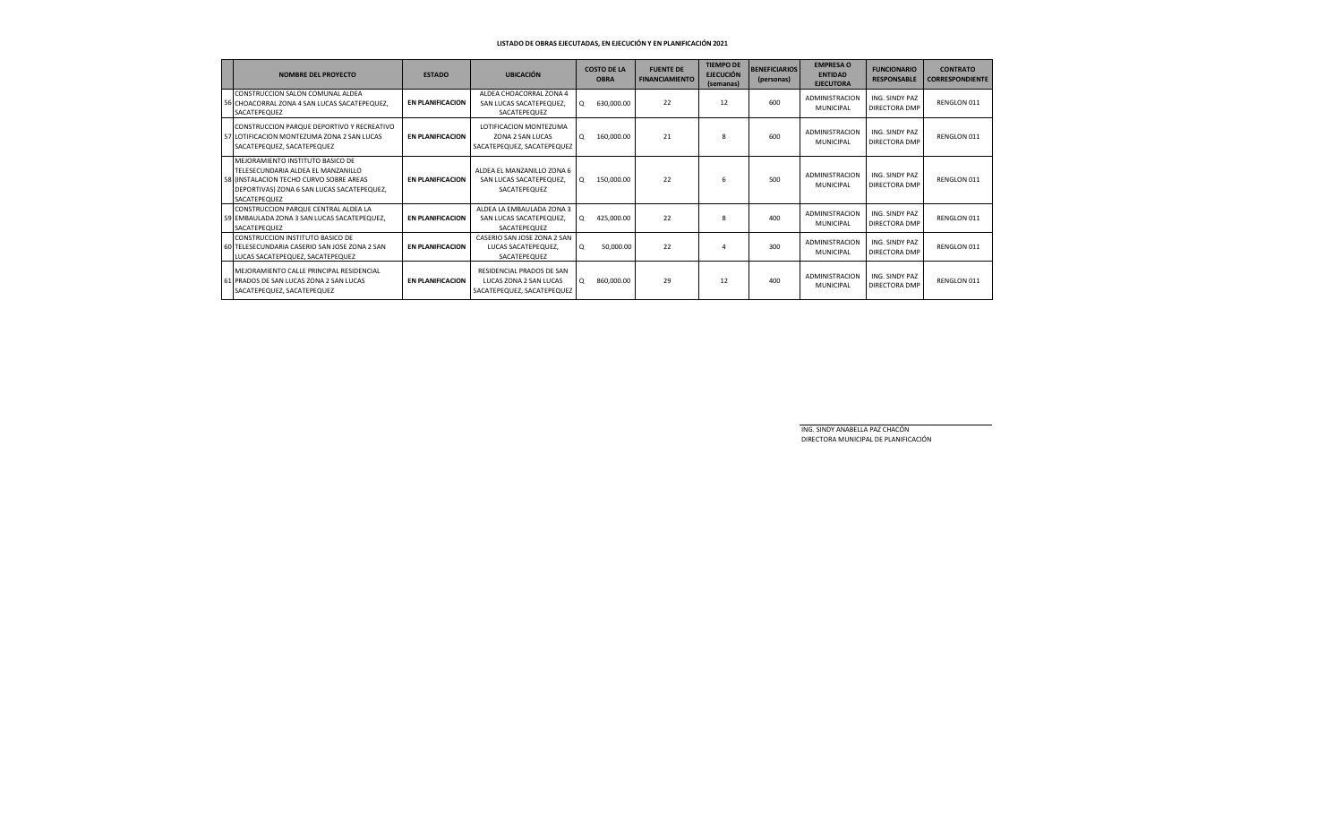**LISTADO DE OBRAS EJECUTADAS, EN EJECUCIÓN Y EN PLANIFICACIÓN 2021**

| | NOMBRE DEL PROYECTO | ESTADO | UBICACIÓN | COSTO DE LA OBRA | FUENTE DE FINANCIAMIENTO | TIEMPO DE EJECUCIÓN (semanas) | BENEFICIARIOS (personas) | EMPRESA O ENTIDAD EJECUTORA | FUNCIONARIO RESPONSABLE | CONTRATO CORRESPONDIENTE |
|---|---|---|---|---|---|---|---|---|---|---|
| 56 | CONSTRUCCION SALON COMUNAL ALDEA CHOACORRAL ZONA 4 SAN LUCAS SACATEPEQUEZ, SACATEPEQUEZ | EN PLANIFICACION | ALDEA CHOACORRAL ZONA 4 SAN LUCAS SACATEPEQUEZ, SACATEPEQUEZ | Q 630,000.00 | 22 | 12 | 600 | ADMINISTRACION MUNICIPAL | ING. SINDY PAZ DIRECTORA DMP | RENGLON 011 |
| 57 | CONSTRUCCION PARQUE DEPORTIVO Y RECREATIVO LOTIFICACION MONTEZUMA ZONA 2 SAN LUCAS SACATEPEQUEZ, SACATEPEQUEZ | EN PLANIFICACION | LOTIFICACION MONTEZUMA ZONA 2 SAN LUCAS SACATEPEQUEZ, SACATEPEQUEZ | Q 160,000.00 | 21 | 8 | 600 | ADMINISTRACION MUNICIPAL | ING. SINDY PAZ DIRECTORA DMP | RENGLON 011 |
| 58 | MEJORAMIENTO INSTITUTO BASICO DE TELESECUNDARIA ALDEA EL MANZANILLO (INSTALACION TECHO CURVO SOBRE AREAS DEPORTIVAS) ZONA 6 SAN LUCAS SACATEPEQUEZ, SACATEPEQUEZ | EN PLANIFICACION | ALDEA EL MANZANILLO ZONA 6 SAN LUCAS SACATEPEQUEZ, SACATEPEQUEZ | Q 150,000.00 | 22 | 6 | 500 | ADMINISTRACION MUNICIPAL | ING. SINDY PAZ DIRECTORA DMP | RENGLON 011 |
| 59 | CONSTRUCCION PARQUE CENTRAL ALDEA LA EMBAULADA ZONA 3 SAN LUCAS SACATEPEQUEZ, SACATEPEQUEZ | EN PLANIFICACION | ALDEA LA EMBAULADA ZONA 3 SAN LUCAS SACATEPEQUEZ, SACATEPEQUEZ | Q 425,000.00 | 22 | 8 | 400 | ADMINISTRACION MUNICIPAL | ING. SINDY PAZ DIRECTORA DMP | RENGLON 011 |
| 60 | CONSTRUCCION INSTITUTO BASICO DE TELESECUNDARIA CASERIO SAN JOSE ZONA 2 SAN LUCAS SACATEPEQUEZ, SACATEPEQUEZ | EN PLANIFICACION | CASERIO SAN JOSE ZONA 2 SAN LUCAS SACATEPEQUEZ, SACATEPEQUEZ | Q 50,000.00 | 22 | 4 | 300 | ADMINISTRACION MUNICIPAL | ING. SINDY PAZ DIRECTORA DMP | RENGLON 011 |
| 61 | MEJORAMIENTO CALLE PRINCIPAL RESIDENCIAL PRADOS DE SAN LUCAS ZONA 2 SAN LUCAS SACATEPEQUEZ, SACATEPEQUEZ | EN PLANIFICACION | RESIDENCIAL PRADOS DE SAN LUCAS ZONA 2 SAN LUCAS SACATEPEQUEZ, SACATEPEQUEZ | Q 860,000.00 | 29 | 12 | 400 | ADMINISTRACION MUNICIPAL | ING. SINDY PAZ DIRECTORA DMP | RENGLON 011 |

ING. SINDY ANABELLA PAZ CHACÓN
DIRECTORA MUNICIPAL DE PLANIFICACIÓN